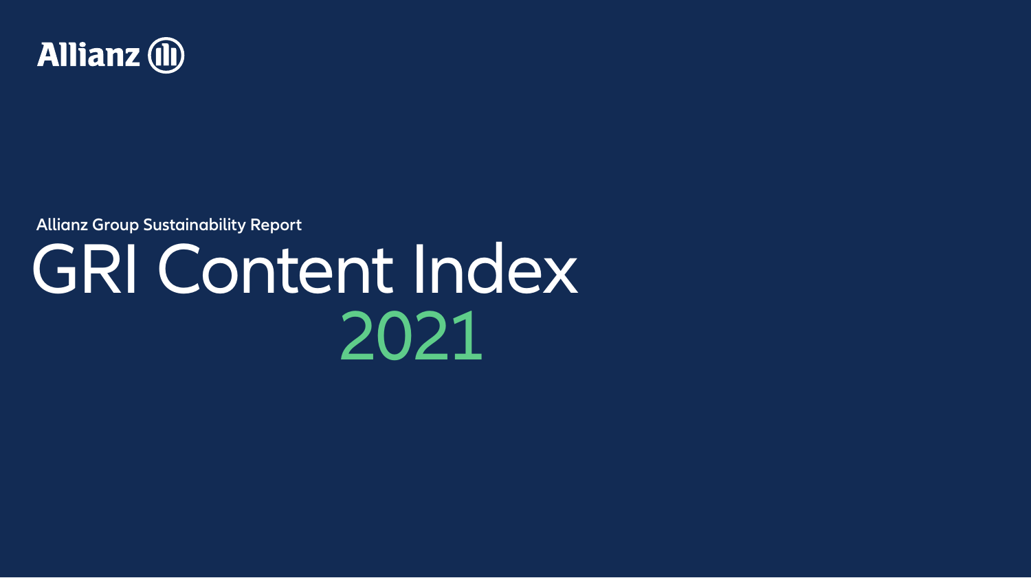Allianz

Allianz Group Sustainability Report

# GRI Content Index

# 2021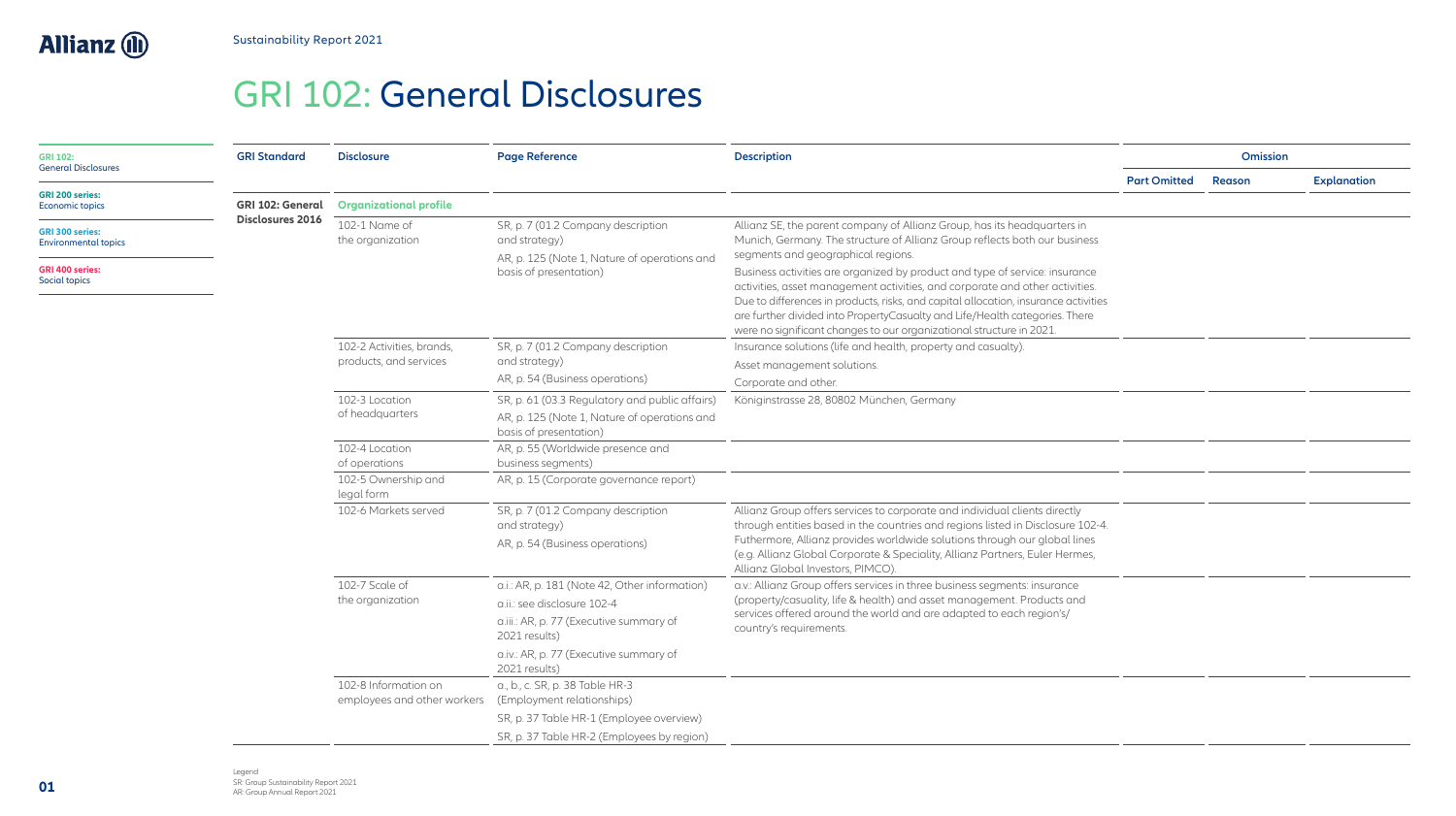# GRI 102: General Disclosures

| GRI Standard | Disclosure | Page Reference | Description | Omission | | |
|---|---|---|---|---|---|---|
| | | | | Part Omitted | Reason | Explanation |
| GRI 102: General Disclosures 2016 | **Organizational profile** | | | | | |
| | 102-1 Name of the organization | SR, p. 7 (01.2 Company description and strategy)<br>AR, p. 125 (Note 1, Nature of operations and basis of presentation) | Allianz SE, the parent company of Allianz Group, has its headquarters in Munich, Germany. The structure of Allianz Group reflects both our business segments and geographical regions.<br>Business activities are organized by product and type of service: insurance activities, asset management activities, and corporate and other activities. Due to differences in products, risks, and capital allocation, insurance activities are further divided into PropertyCasualty and Life/Health categories. There were no significant changes to our organizational structure in 2021. | | | |
| | 102-2 Activities, brands, products, and services | SR, p. 7 (01.2 Company description and strategy)<br>AR, p. 54 (Business operations) | Insurance solutions (life and health, property and casualty).<br>Asset management solutions.<br>Corporate and other. | | | |
| | 102-3 Location of headquarters | SR, p. 61 (03.3 Regulatory and public affairs)<br>AR, p. 125 (Note 1, Nature of operations and basis of presentation) | Königinstrasse 28, 80802 München, Germany | | | |
| | 102-4 Location of operations | AR, p. 55 (Worldwide presence and business segments) | | | | |
| | 102-5 Ownership and legal form | AR, p. 15 (Corporate governance report) | | | | |
| | 102-6 Markets served | SR, p. 7 (01.2 Company description and strategy)<br>AR, p. 54 (Business operations) | Allianz Group offers services to corporate and individual clients directly through entities based in the countries and regions listed in Disclosure 102-4. Futhermore, Allianz provides worldwide solutions through our global lines (e.g. Allianz Global Corporate & Speciality, Allianz Partners, Euler Hermes, Allianz Global Investors, PIMCO). | | | |
| | 102-7 Scale of the organization | a.i.: AR, p. 181 (Note 42, Other information)<br>a.ii.: see disclosure 102-4<br>a.iii.: AR, p. 77 (Executive summary of 2021 results)<br>a.iv.: AR, p. 77 (Executive summary of 2021 results) | a.v.: Allianz Group offers services in three business segments: insurance (property/casualty, life & health) and asset management. Products and services offered around the world and are adapted to each region's/ country's requirements. | | | |
| | 102-8 Information on employees and other workers | a., b., c. SR, p. 38 Table HR-3 (Employment relationships)<br>SR, p. 37 Table HR-1 (Employee overview)<br>SR, p. 37 Table HR-2 (Employees by region) | | | | |

Legend
SR: Group Sustainability Report 2021
AR: Group Annual Report 2021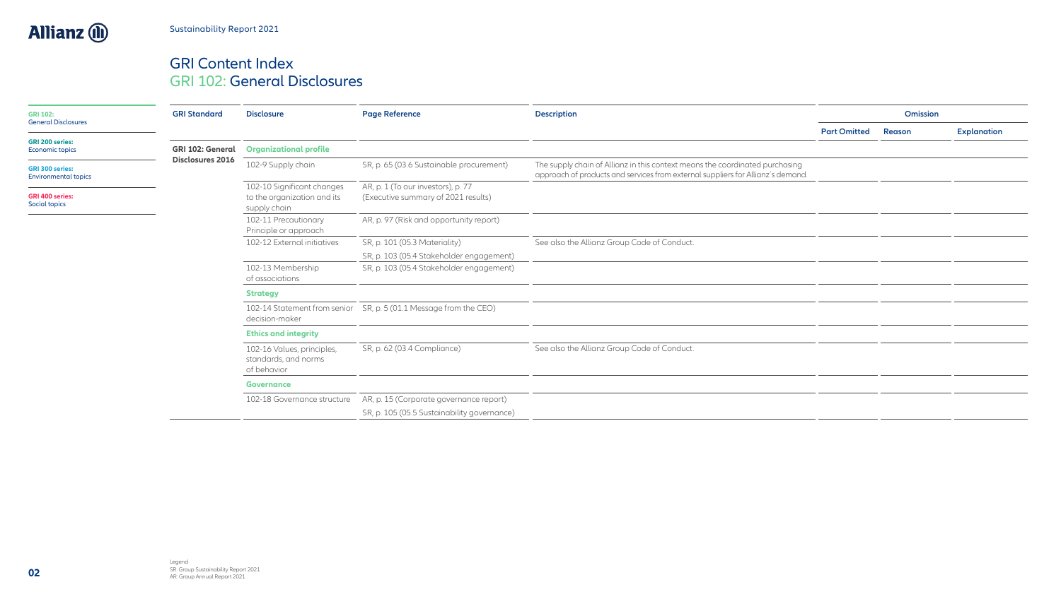# GRI Content Index

## GRI 102: General Disclosures

| GRI Standard | Disclosure | Page Reference | Description | Omission | | |
|---|---|---|---|---|---|---|
| | | | | Part Omitted | Reason | Explanation |
| GRI 102: General Disclosures 2016 | **Organizational profile** | | | | | |
| | 102-9 Supply chain | SR, p. 65 (03.6 Sustainable procurement) | The supply chain of Allianz in this context means the coordinated purchasing approach of products and services from external suppliers for Allianz's demand. | | | |
| | 102-10 Significant changes to the organization and its supply chain | AR, p. 1 (To our investors), p. 77 (Executive summary of 2021 results) | | | | |
| | 102-11 Precautionary Principle or approach | AR, p. 97 (Risk and opportunity report) | | | | |
| | 102-12 External initiatives | SR, p. 101 (05.3 Materiality)<br>SR, p. 103 (05.4 Stakeholder engagement) | See also the Allianz Group Code of Conduct. | | | |
| | 102-13 Membership of associations | SR, p. 103 (05.4 Stakeholder engagement) | | | | |
| | **Strategy** | | | | | |
| | 102-14 Statement from senior decision-maker | SR, p. 5 (01.1 Message from the CEO) | | | | |
| | **Ethics and integrity** | | | | | |
| | 102-16 Values, principles, standards, and norms of behavior | SR, p. 62 (03.4 Compliance) | See also the Allianz Group Code of Conduct. | | | |
| | **Governance** | | | | | |
| | 102-18 Governance structure | AR, p. 15 (Corporate governance report)<br>SR, p. 105 (05.5 Sustainability governance) | | | | |

Legend
SR: Group Sustainability Report 2021
AR: Group Annual Report 2021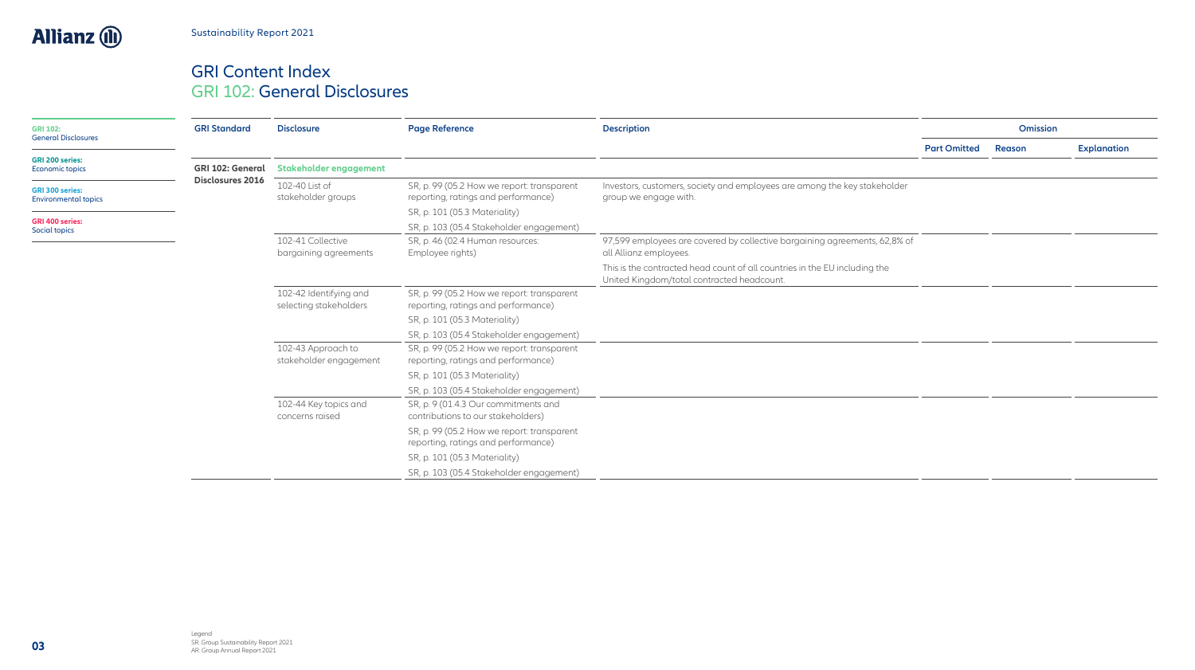# GRI Content Index

## GRI 102: General Disclosures

| GRI Standard | Disclosure | Page Reference | Description | Omission | | |
|---|---|---|---|---|---|---|
| | | | | Part Omitted | Reason | Explanation |
| GRI 102: General Disclosures 2016 | **Stakeholder engagement** | | | | | |
| | 102-40 List of stakeholder groups | SR, p. 99 (05.2 How we report: transparent reporting, ratings and performance)<br>SR, p. 101 (05.3 Materiality)<br>SR, p. 103 (05.4 Stakeholder engagement) | Investors, customers, society and employees are among the key stakeholder group we engage with. | | | |
| | 102-41 Collective bargaining agreements | SR, p. 46 (02.4 Human resources: Employee rights) | 97,599 employees are covered by collective bargaining agreements, 62,8% of all Allianz employees.<br>This is the contracted head count of all countries in the EU including the United Kingdom/total contracted headcount. | | | |
| | 102-42 Identifying and selecting stakeholders | SR, p. 99 (05.2 How we report: transparent reporting, ratings and performance)<br>SR, p. 101 (05.3 Materiality)<br>SR, p. 103 (05.4 Stakeholder engagement) | | | | |
| | 102-43 Approach to stakeholder engagement | SR, p. 99 (05.2 How we report: transparent reporting, ratings and performance)<br>SR, p. 101 (05.3 Materiality)<br>SR, p. 103 (05.4 Stakeholder engagement) | | | | |
| | 102-44 Key topics and concerns raised | SR, p. 9 (01.4.3 Our commitments and contributions to our stakeholders)<br>SR, p. 99 (05.2 How we report: transparent reporting, ratings and performance)<br>SR, p. 101 (05.3 Materiality)<br>SR, p. 103 (05.4 Stakeholder engagement) | | | | |

Legend
SR: Group Sustainability Report 2021
AR: Group Annual Report 2021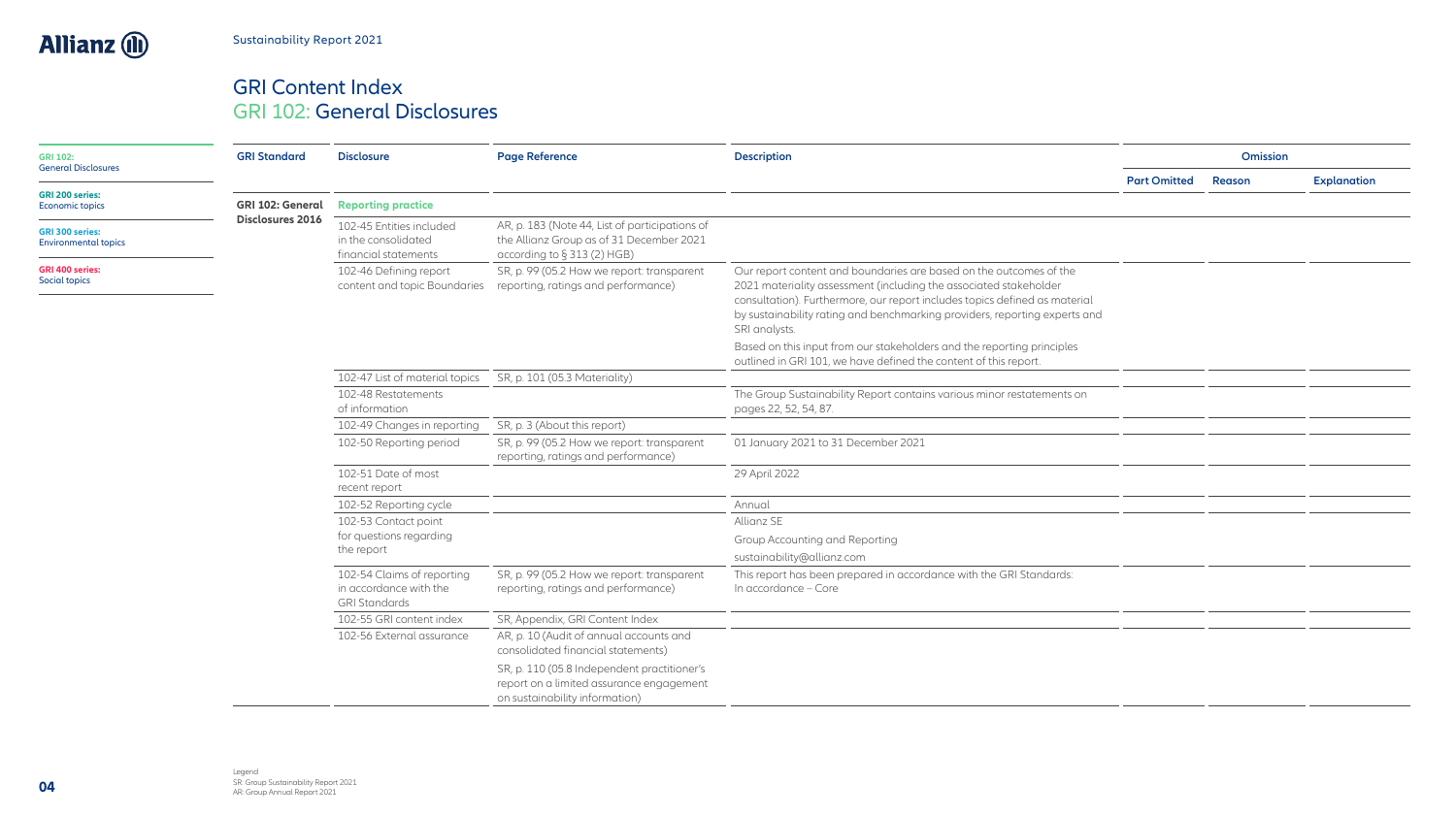# GRI Content Index

## GRI 102: General Disclosures

| GRI Standard | Disclosure | Page Reference | Description | Omission | | |
|---|---|---|---|---|---|---|
| | | | | Part Omitted | Reason | Explanation |
| GRI 102: General Disclosures 2016 | **Reporting practice** | | | | | |
| | 102-45 Entities included in the consolidated financial statements | AR, p. 183 (Note 44, List of participations of the Allianz Group as of 31 December 2021 according to § 313 (2) HGB) | | | | |
| | 102-46 Defining report content and topic Boundaries | SR, p. 99 (05.2 How we report: transparent reporting, ratings and performance) | Our report content and boundaries are based on the outcomes of the 2021 materiality assessment (including the associated stakeholder consultation). Furthermore, our report includes topics defined as material by sustainability rating and benchmarking providers, reporting experts and SRI analysts.<br><br>Based on this input from our stakeholders and the reporting principles outlined in GRI 101, we have defined the content of this report. | | | |
| | 102-47 List of material topics | SR, p. 101 (05.3 Materiality) | | | | |
| | 102-48 Restatements of information | | The Group Sustainability Report contains various minor restatements on pages 22, 52, 54, 87. | | | |
| | 102-49 Changes in reporting | SR, p. 3 (About this report) | | | | |
| | 102-50 Reporting period | SR, p. 99 (05.2 How we report: transparent reporting, ratings and performance) | 01 January 2021 to 31 December 2021 | | | |
| | 102-51 Date of most recent report | | 29 April 2022 | | | |
| | 102-52 Reporting cycle | | Annual | | | |
| | 102-53 Contact point for questions regarding the report | | Allianz SE<br><br>Group Accounting and Reporting<br><br>sustainability@allianz.com | | | |
| | 102-54 Claims of reporting in accordance with the GRI Standards | SR, p. 99 (05.2 How we report: transparent reporting, ratings and performance) | This report has been prepared in accordance with the GRI Standards: In accordance – Core | | | |
| | 102-55 GRI content index | SR, Appendix, GRI Content Index | | | | |
| | 102-56 External assurance | AR, p. 10 (Audit of annual accounts and consolidated financial statements)<br><br>SR, p. 110 (05.8 Independent practitioner's report on a limited assurance engagement on sustainability information) | | | | |

Legend
SR: Group Sustainability Report 2021
AR: Group Annual Report 2021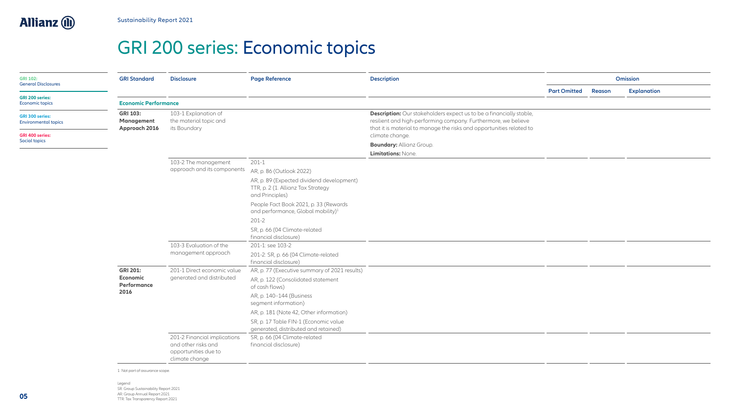# GRI 200 series: Economic topics

| GRI Standard | Disclosure | Page Reference | Description | Omission | | |
|---|---|---|---|---|---|---|
| | | | | Part Omitted | Reason | Explanation |
| **Economic Performance** | | | | | | |
| **GRI 103: Management Approach 2016** | 103-1 Explanation of the material topic and its Boundary | | **Description:** Our stakeholders expect us to be a financially stable, resilient and high-performing company. Furthermore, we believe that it is material to manage the risks and opportunities related to climate change.<br>**Boundary:** Allianz Group.<br>**Limitations:** None. | | | |
| | 103-2 The management approach and its components | 201-1<br>AR, p. 86 (Outlook 2022)<br>AR, p. 89 (Expected dividend development)<br>TTR, p. 2 (1. Allianz Tax Strategy and Principles)<br>People Fact Book 2021, p. 33 (Rewards and performance, Global mobility)[1]<br>201-2<br>SR, p. 66 (04 Climate-related financial disclosure) | | | | |
| | 103-3 Evaluation of the management approach | 201-1: see 103-2<br>201-2: SR, p. 66 (04 Climate-related financial disclosure) | | | | |
| **GRI 201: Economic Performance 2016** | 201-1 Direct economic value generated and distributed | AR, p. 77 (Executive summary of 2021 results)<br>AR, p. 122 (Consolidated statement of cash flows)<br>AR, p. 140–144 (Business segment information)<br>AR, p. 181 (Note 42, Other information)<br>SR, p. 17 Table FIN-1 (Economic value generated, distributed and retained) | | | | |
| | 201-2 Financial implications and other risks and opportunities due to climate change | SR, p. 66 (04 Climate-related financial disclosure) | | | | |

1 Not part of assurance scope.

Legend
SR: Group Sustainability Report 2021
AR: Group Annual Report 2021
TTR: Tax Transparency Report 2021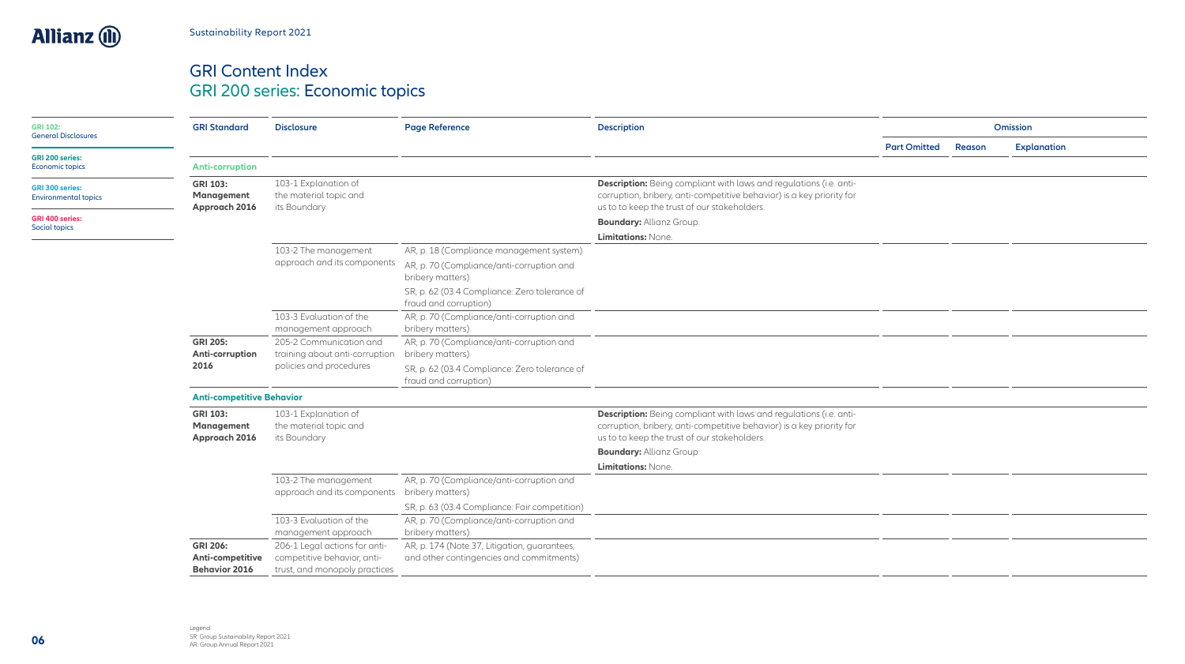# GRI Content Index
## GRI 200 series: Economic topics

| GRI Standard | Disclosure | Page Reference | Description | Omission | | |
|---|---|---|---|---|---|---|
| | | | | Part Omitted | Reason | Explanation |
| **Anti-corruption** | | | | | | |
| **GRI 103: Management Approach 2016** | 103-1 Explanation of the material topic and its Boundary | | **Description:** Being compliant with laws and regulations (i.e. anti-corruption, bribery, anti-competitive behavior) is a key priority for us to to keep the trust of our stakeholders. **Boundary:** Allianz Group. **Limitations:** None. | | | |
| | 103-2 The management approach and its components | AR, p. 18 (Compliance management system) AR, p. 70 (Compliance/anti-corruption and bribery matters) SR, p. 62 (03.4 Compliance: Zero tolerance of fraud and corruption) | | | | |
| | 103-3 Evaluation of the management approach | AR, p. 70 (Compliance/anti-corruption and bribery matters) | | | | |
| **GRI 205: Anti-corruption 2016** | 205-2 Communication and training about anti-corruption policies and procedures | AR, p. 70 (Compliance/anti-corruption and bribery matters) SR, p. 62 (03.4 Compliance: Zero tolerance of fraud and corruption) | | | | |
| **Anti-competitive Behavior** | | | | | | |
| **GRI 103: Management Approach 2016** | 103-1 Explanation of the material topic and its Boundary | | **Description:** Being compliant with laws and regulations (i.e. anti-corruption, bribery, anti-competitive behavior) is a key priority for us to to keep the trust of our stakeholders. **Boundary:** Allianz Group. **Limitations:** None. | | | |
| | 103-2 The management approach and its components | AR, p. 70 (Compliance/anti-corruption and bribery matters) SR, p. 63 (03.4 Compliance: Fair competition) | | | | |
| | 103-3 Evaluation of the management approach | AR, p. 70 (Compliance/anti-corruption and bribery matters) | | | | |
| **GRI 206: Anti-competitive Behavior 2016** | 206-1 Legal actions for anti-competitive behavior, anti-trust, and monopoly practices | AR, p. 174 (Note 37, Litigation, guarantees, and other contingencies and commitments) | | | | |

Legend
SR: Group Sustainability Report 2021
AR: Group Annual Report 2021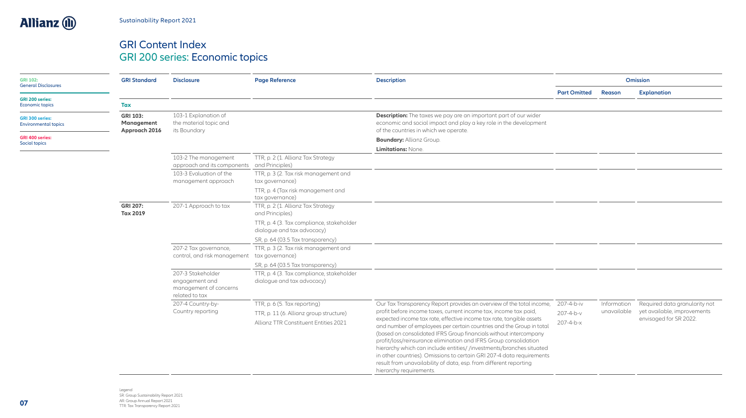# GRI Content Index

## GRI 200 series: Economic topics

| GRI Standard | Disclosure | Page Reference | Description | Omission | | |
|---|---|---|---|---|---|---|
| | | | | Part Omitted | Reason | Explanation |
| **Tax** | | | | | | |
| **GRI 103: Management Approach 2016** | 103-1 Explanation of the material topic and its Boundary | | **Description:** The taxes we pay are an important part of our wider economic and social impact and play a key role in the development of the countries in which we operate. **Boundary:** Allianz Group. **Limitations:** None. | | | |
| | 103-2 The management approach and its components | TTR, p. 2 (1. Allianz Tax Strategy and Principles) | | | | |
| | 103-3 Evaluation of the management approach | TTR, p. 3 (2. Tax risk management and tax governance) TTR, p. 4 (Tax risk management and tax governance) | | | | |
| **GRI 207: Tax 2019** | 207-1 Approach to tax | TTR, p. 2 (1. Allianz Tax Strategy and Principles) TTR, p. 4 (3. Tax compliance, stakeholder dialogue and tax advocacy) SR, p. 64 (03.5 Tax transparency) | | | | |
| | 207-2 Tax governance, control, and risk management | TTR, p. 3 (2. Tax risk management and tax governance) SR, p. 64 (03.5 Tax transparency) | | | | |
| | 207-3 Stakeholder engagement and management of concerns related to tax | TTR, p. 4 (3. Tax compliance, stakeholder dialogue and tax advocacy) | | | | |
| | 207-4 Country-by-Country reporting | TTR, p. 6 (5. Tax reporting) TTR, p. 11 (6. Allianz group structure) Allianz TTR Constituent Entities 2021 | Our Tax Transparency Report provides an overview of the total income, profit before income taxes, current income tax, income tax paid, expected income tax rate, effective income tax rate, tangible assets and number of employees per certain countries and the Group in total (based on consolidated IFRS Group financials without intercompany profit/loss/reinsurance elimination and IFRS Group consolidation hierarchy which can include entities/ /investments/branches situated in other countries). Omissions to certain GRI 207-4 data requirements result from unavailability of data, esp. from different reporting hierarchy requirements. | 207-4-b-iv 207-4-b-v 207-4-b-x | Information unavailable | Required data granularity not yet available, improvements envisaged for SR 2022. |

Legend
SR: Group Sustainability Report 2021
AR: Group Annual Report 2021
TTR: Tax Transparency Report 2021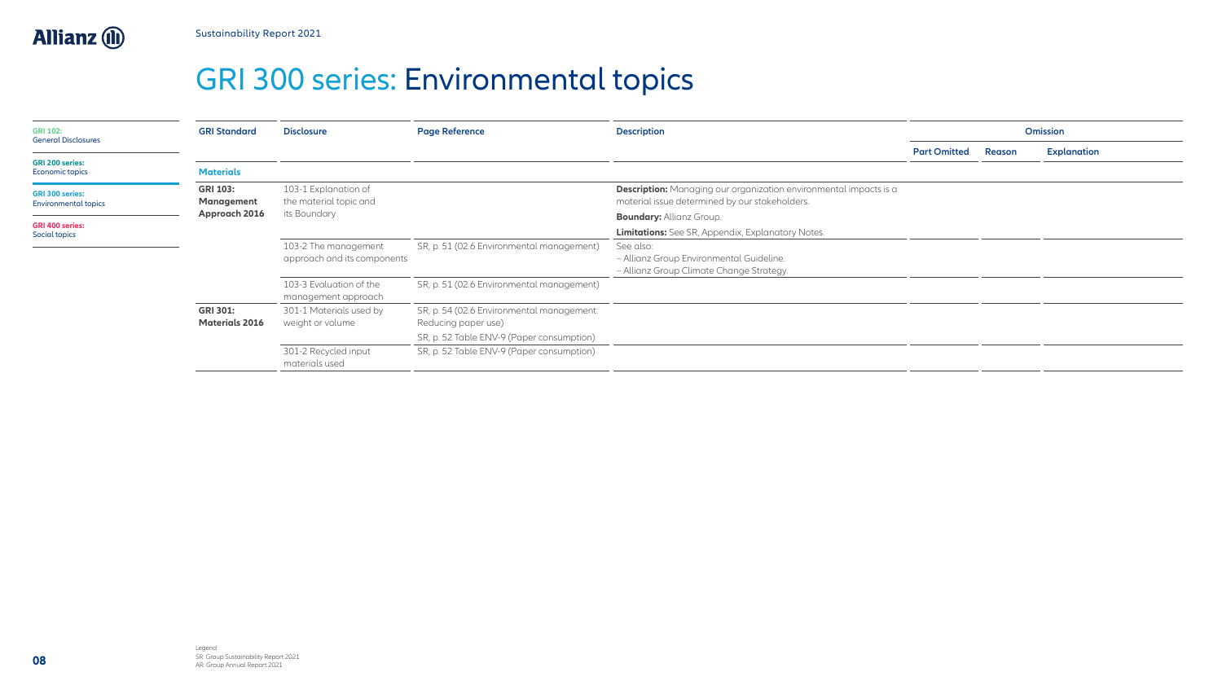# GRI 300 series: Environmental topics

| GRI Standard | Disclosure | Page Reference | Description | Omission | | |
|---|---|---|---|---|---|---|
| | | | | Part Omitted | Reason | Explanation |
| **Materials** | | | | | | |
| **GRI 103: Management Approach 2016** | 103-1 Explanation of the material topic and its Boundary | | **Description:** Managing our organization environmental impacts is a material issue determined by our stakeholders. **Boundary:** Allianz Group. **Limitations:** See SR, Appendix, Explanatory Notes. | | | |
| | 103-2 The management approach and its components | SR, p. 51 (02.6 Environmental management) | See also: – Allianz Group Environmental Guideline. – Allianz Group Climate Change Strategy. | | | |
| | 103-3 Evaluation of the management approach | SR, p. 51 (02.6 Environmental management) | | | | |
| **GRI 301: Materials 2016** | 301-1 Materials used by weight or volume | SR, p. 54 (02.6 Environmental management: Reducing paper use) SR, p. 52 Table ENV-9 (Paper consumption) | | | | |
| | 301-2 Recycled input materials used | SR, p. 52 Table ENV-9 (Paper consumption) | | | | |

Legend
SR: Group Sustainability Report 2021
AR: Group Annual Report 2021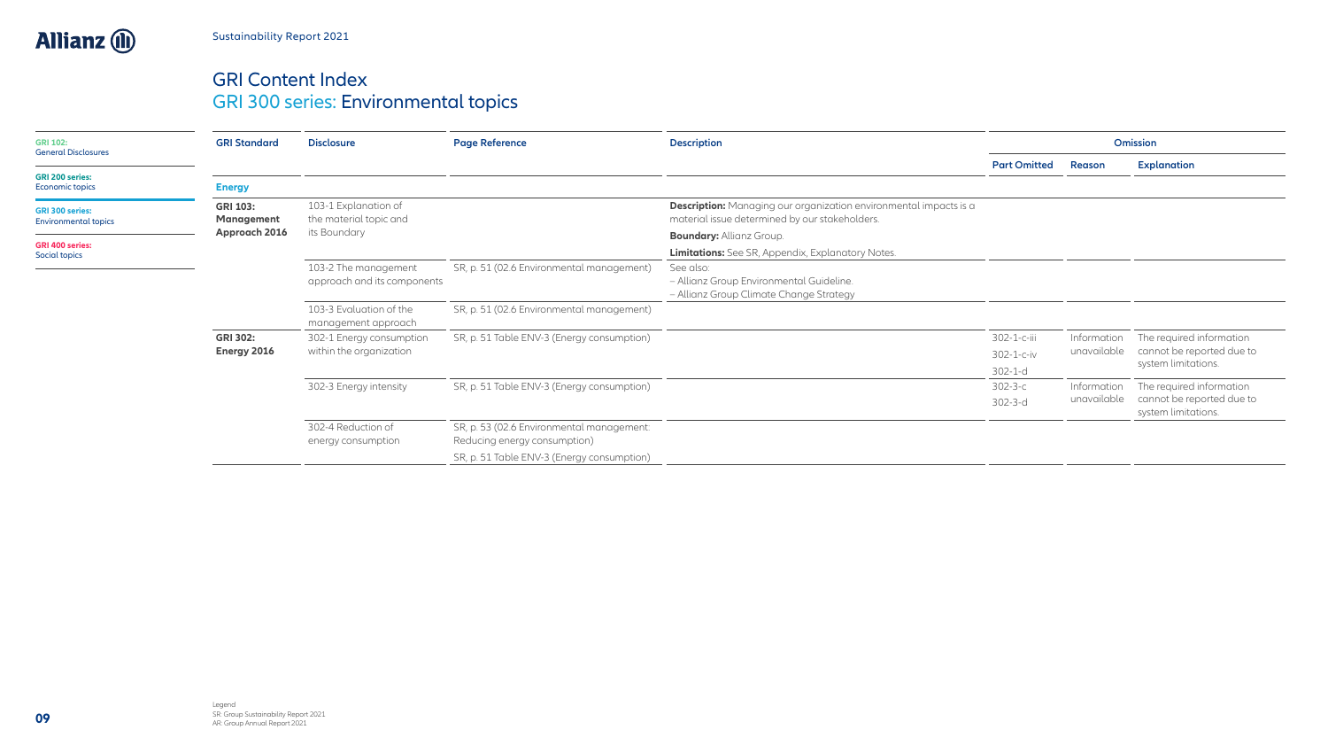# GRI Content Index
## GRI 300 series: Environmental topics

| GRI Standard | Disclosure | Page Reference | Description | Omission | | |
|---|---|---|---|---|---|---|
| | | | | Part Omitted | Reason | Explanation |
| **Energy** | | | | | | |
| **GRI 103: Management Approach 2016** | 103-1 Explanation of the material topic and its Boundary | | **Description:** Managing our organization environmental impacts is a material issue determined by our stakeholders. **Boundary:** Allianz Group. **Limitations:** See SR, Appendix, Explanatory Notes. | | | |
| | 103-2 The management approach and its components | SR, p. 51 (02.6 Environmental management) | See also: – Allianz Group Environmental Guideline. – Allianz Group Climate Change Strategy | | | |
| | 103-3 Evaluation of the management approach | SR, p. 51 (02.6 Environmental management) | | | | |
| **GRI 302: Energy 2016** | 302-1 Energy consumption within the organization | SR, p. 51 Table ENV-3 (Energy consumption) | | 302-1-c-iii 302-1-c-iv 302-1-d | Information unavailable | The required information cannot be reported due to system limitations. |
| | 302-3 Energy intensity | SR, p. 51 Table ENV-3 (Energy consumption) | | 302-3-c 302-3-d | Information unavailable | The required information cannot be reported due to system limitations. |
| | 302-4 Reduction of energy consumption | SR, p. 53 (02.6 Environmental management: Reducing energy consumption) SR, p. 51 Table ENV-3 (Energy consumption) | | | | |

Legend
SR: Group Sustainability Report 2021
AR: Group Annual Report 2021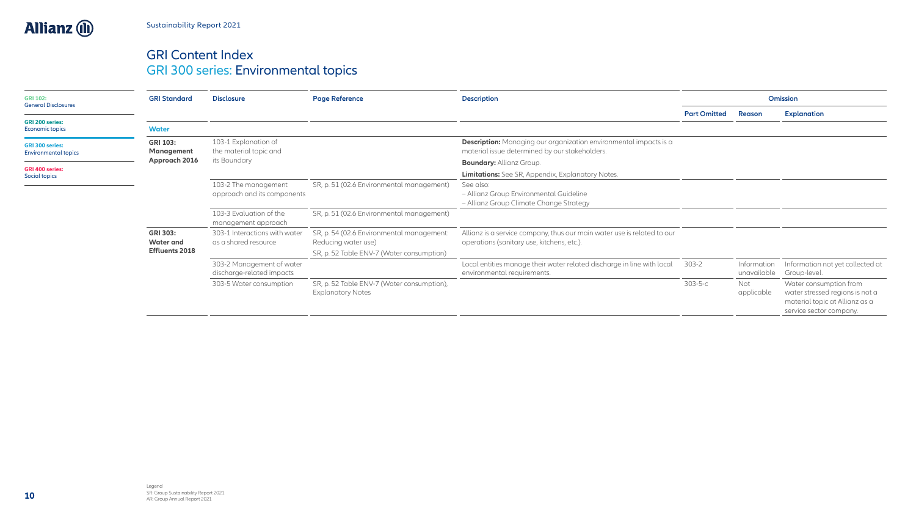# GRI Content Index
## GRI 300 series: Environmental topics

| GRI Standard | Disclosure | Page Reference | Description | Omission | | |
|---|---|---|---|---|---|---|
| | | | | Part Omitted | Reason | Explanation |
| **Water** | | | | | | |
| **GRI 103: Management Approach 2016** | 103-1 Explanation of the material topic and its Boundary | | **Description:** Managing our organization environmental impacts is a material issue determined by our stakeholders.<br>**Boundary:** Allianz Group.<br>**Limitations:** See SR, Appendix, Explanatory Notes. | | | |
| | 103-2 The management approach and its components | SR, p. 51 (02.6 Environmental management) | See also:<br>– Allianz Group Environmental Guideline<br>– Allianz Group Climate Change Strategy | | | |
| | 103-3 Evaluation of the management approach | SR, p. 51 (02.6 Environmental management) | | | | |
| **GRI 303: Water and Effluents 2018** | 303-1 Interactions with water as a shared resource | SR, p. 54 (02.6 Environmental management: Reducing water use)<br>SR, p. 52 Table ENV-7 (Water consumption) | Allianz is a service company, thus our main water use is related to our operations (sanitary use, kitchens, etc.). | | | |
| | 303-2 Management of water discharge-related impacts | | Local entities manage their water related discharge in line with local environmental requirements. | 303-2 | Information unavailable | Information not yet collected at Group-level. |
| | 303-5 Water consumption | SR, p. 52 Table ENV-7 (Water consumption), Explanatory Notes | | 303-5-c | Not applicable | Water consumption from water stressed regions is not a material topic at Allianz as a service sector company. |

Legend
SR: Group Sustainability Report 2021
AR: Group Annual Report 2021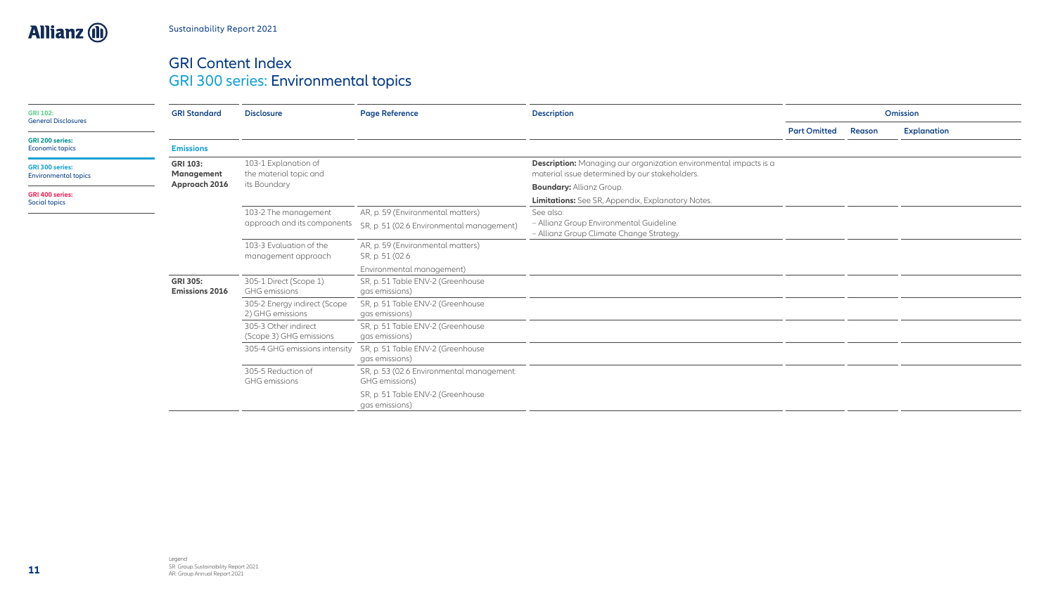# GRI Content Index

## GRI 300 series: Environmental topics

| GRI Standard | Disclosure | Page Reference | Description | Omission | | |
|---|---|---|---|---|---|---|
| | | | | Part Omitted | Reason | Explanation |
| **Emissions** | | | | | | |
| **GRI 103: Management Approach 2016** | 103-1 Explanation of the material topic and its Boundary | | **Description:** Managing our organization environmental impacts is a material issue determined by our stakeholders. **Boundary:** Allianz Group. **Limitations:** See SR, Appendix, Explanatory Notes. | | | |
| | 103-2 The management approach and its components | AR, p. 59 (Environmental matters) SR, p. 51 (02.6 Environmental management) | See also: – Allianz Group Environmental Guideline. – Allianz Group Climate Change Strategy. | | | |
| | 103-3 Evaluation of the management approach | AR, p. 59 (Environmental matters) SR, p. 51 (02.6 Environmental management) | | | | |
| **GRI 305: Emissions 2016** | 305-1 Direct (Scope 1) GHG emissions | SR, p. 51 Table ENV-2 (Greenhouse gas emissions) | | | | |
| | 305-2 Energy indirect (Scope 2) GHG emissions | SR, p. 51 Table ENV-2 (Greenhouse gas emissions) | | | | |
| | 305-3 Other indirect (Scope 3) GHG emissions | SR, p. 51 Table ENV-2 (Greenhouse gas emissions) | | | | |
| | 305-4 GHG emissions intensity | SR, p. 51 Table ENV-2 (Greenhouse gas emissions) | | | | |
| | 305-5 Reduction of GHG emissions | SR, p. 53 (02.6 Environmental management: GHG emissions) SR, p. 51 Table ENV-2 (Greenhouse gas emissions) | | | | |

Legend
SR: Group Sustainability Report 2021
AR: Group Annual Report 2021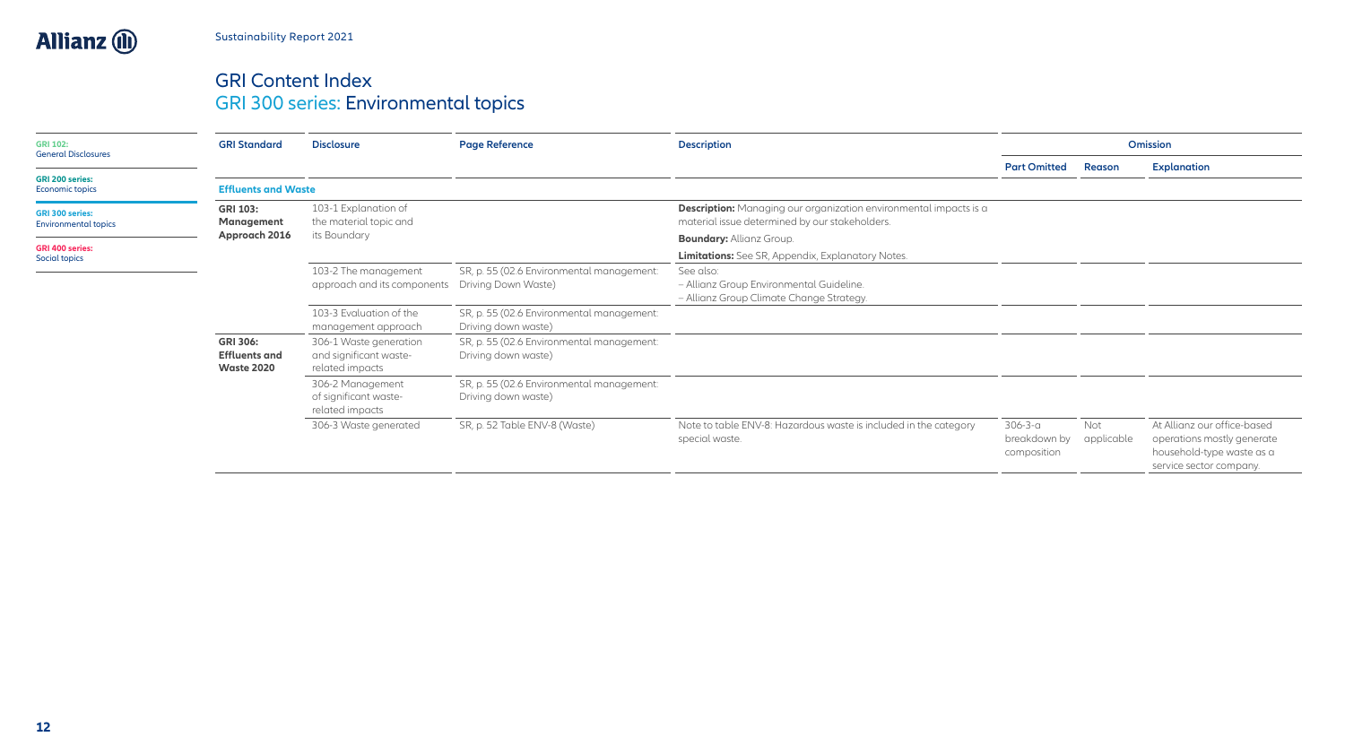# GRI Content Index
## GRI 300 series: Environmental topics

| GRI Standard | Disclosure | Page Reference | Description | Omission | | |
|---|---|---|---|---|---|---|
| | | | | Part Omitted | Reason | Explanation |
| **Effluents and Waste** | | | | | | |
| **GRI 103: Management Approach 2016** | 103-1 Explanation of the material topic and its Boundary | | **Description:** Managing our organization environmental impacts is a material issue determined by our stakeholders. **Boundary:** Allianz Group. **Limitations:** See SR, Appendix, Explanatory Notes. | | | |
| | 103-2 The management approach and its components | SR, p. 55 (02.6 Environmental management: Driving Down Waste) | See also: – Allianz Group Environmental Guideline. – Allianz Group Climate Change Strategy. | | | |
| | 103-3 Evaluation of the management approach | SR, p. 55 (02.6 Environmental management: Driving down waste) | | | | |
| **GRI 306: Effluents and Waste 2020** | 306-1 Waste generation and significant waste-related impacts | SR, p. 55 (02.6 Environmental management: Driving down waste) | | | | |
| | 306-2 Management of significant waste-related impacts | SR, p. 55 (02.6 Environmental management: Driving down waste) | | | | |
| | 306-3 Waste generated | SR, p. 52 Table ENV-8 (Waste) | Note to table ENV-8: Hazardous waste is included in the category special waste. | 306-3-a breakdown by composition | Not applicable | At Allianz our office-based operations mostly generate household-type waste as a service sector company. |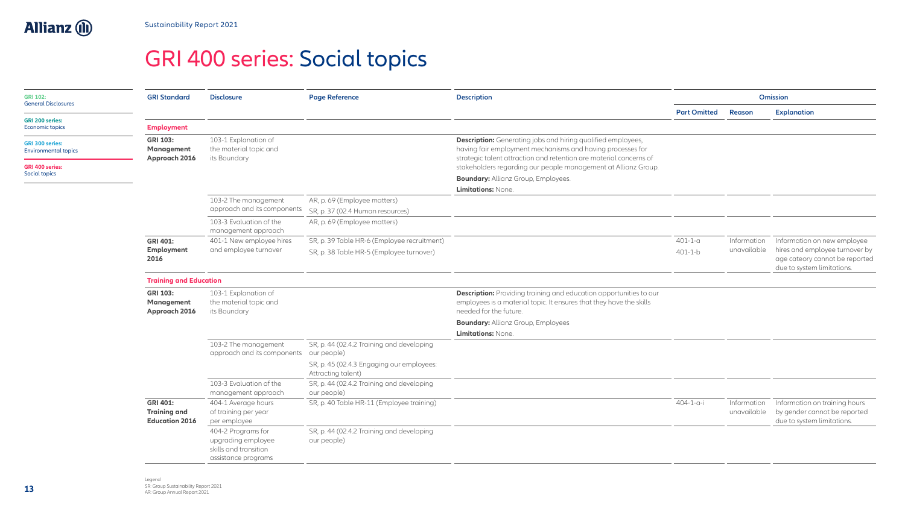# GRI 400 series: Social topics

| GRI Standard | Disclosure | Page Reference | Description | Omission | | |
|---|---|---|---|---|---|---|
| | | | | Part Omitted | Reason | Explanation |
| **Employment** | | | | | | |
| **GRI 103: Management Approach 2016** | 103-1 Explanation of the material topic and its Boundary | | **Description:** Generating jobs and hiring qualified employees, having fair employment mechanisms and having processes for strategic talent attraction and retention are material concerns of stakeholders regarding our people management at Allianz Group. **Boundary:** Allianz Group, Employees. **Limitations:** None. | | | |
| | 103-2 The management approach and its components | AR, p. 69 (Employee matters) SR, p. 37 (02.4 Human resources) | | | | |
| | 103-3 Evaluation of the management approach | AR, p. 69 (Employee matters) | | | | |
| **GRI 401: Employment 2016** | 401-1 New employee hires and employee turnover | SR, p. 39 Table HR-6 (Employee recruitment) SR, p. 38 Table HR-5 (Employee turnover) | | 401-1-a 401-1-b | Information unavailable | Information on new employee hires and employee turnover by age cateory cannot be reported due to system limitations. |
| **Training and Education** | | | | | | |
| **GRI 103: Management Approach 2016** | 103-1 Explanation of the material topic and its Boundary | | **Description:** Providing training and education opportunities to our employees is a material topic. It ensures that they have the skills needed for the future. **Boundary:** Allianz Group, Employees **Limitations:** None. | | | |
| | 103-2 The management approach and its components | SR, p. 44 (02.4.2 Training and developing our people) SR, p. 45 (02.4.3 Engaging our employees: Attracting talent) | | | | |
| | 103-3 Evaluation of the management approach | SR, p. 44 (02.4.2 Training and developing our people) | | | | |
| **GRI 401: Training and Education 2016** | 404-1 Average hours of training per year per employee | SR, p. 40 Table HR-11 (Employee training) | | 404-1-a-i | Information unavailable | Information on training hours by gender cannot be reported due to system limitations. |
| | 404-2 Programs for upgrading employee skills and transition assistance programs | SR, p. 44 (02.4.2 Training and developing our people) | | | | |

Legend
SR: Group Sustainability Report 2021
AR: Group Annual Report 2021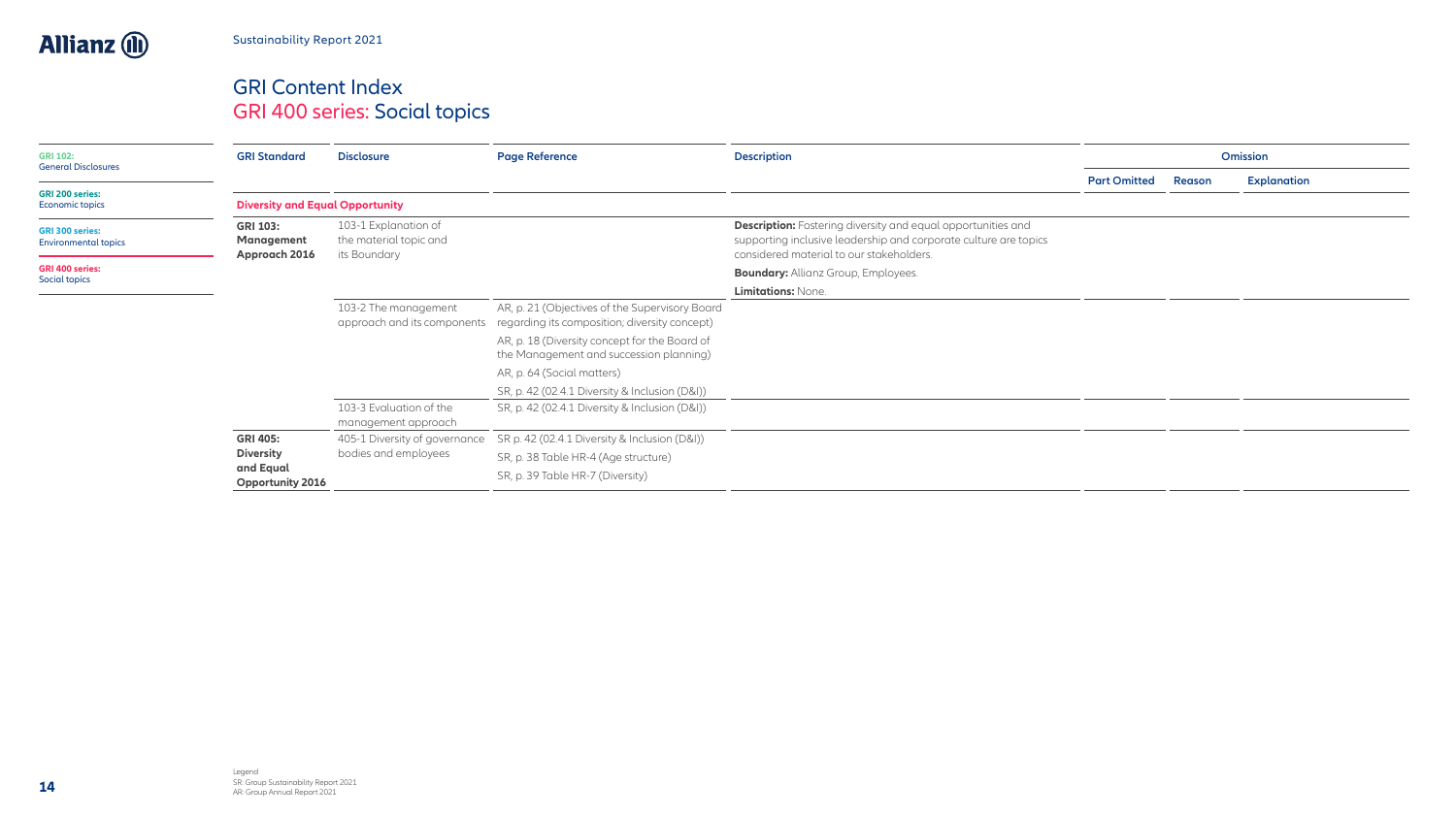# GRI Content Index
## GRI 400 series: Social topics

| GRI Standard | Disclosure | Page Reference | Description | Omission | | |
|---|---|---|---|---|---|---|
| | | | | Part Omitted | Reason | Explanation |
| **Diversity and Equal Opportunity** | | | | | | |
| **GRI 103: Management Approach 2016** | 103-1 Explanation of the material topic and its Boundary | | **Description:** Fostering diversity and equal opportunities and supporting inclusive leadership and corporate culture are topics considered material to our stakeholders. **Boundary:** Allianz Group, Employees. **Limitations:** None. | | | |
| | 103-2 The management approach and its components | AR, p. 21 (Objectives of the Supervisory Board regarding its composition; diversity concept) AR, p. 18 (Diversity concept for the Board of the Management and succession planning) AR, p. 64 (Social matters) SR, p. 42 (02.4.1 Diversity & Inclusion (D&I)) | | | | |
| | 103-3 Evaluation of the management approach | SR, p. 42 (02.4.1 Diversity & Inclusion (D&I)) | | | | |
| **GRI 405: Diversity and Equal Opportunity 2016** | 405-1 Diversity of governance bodies and employees | SR p. 42 (02.4.1 Diversity & Inclusion (D&I)) SR, p. 38 Table HR-4 (Age structure) SR, p. 39 Table HR-7 (Diversity) | | | | |

Legend
SR: Group Sustainability Report 2021
AR: Group Annual Report 2021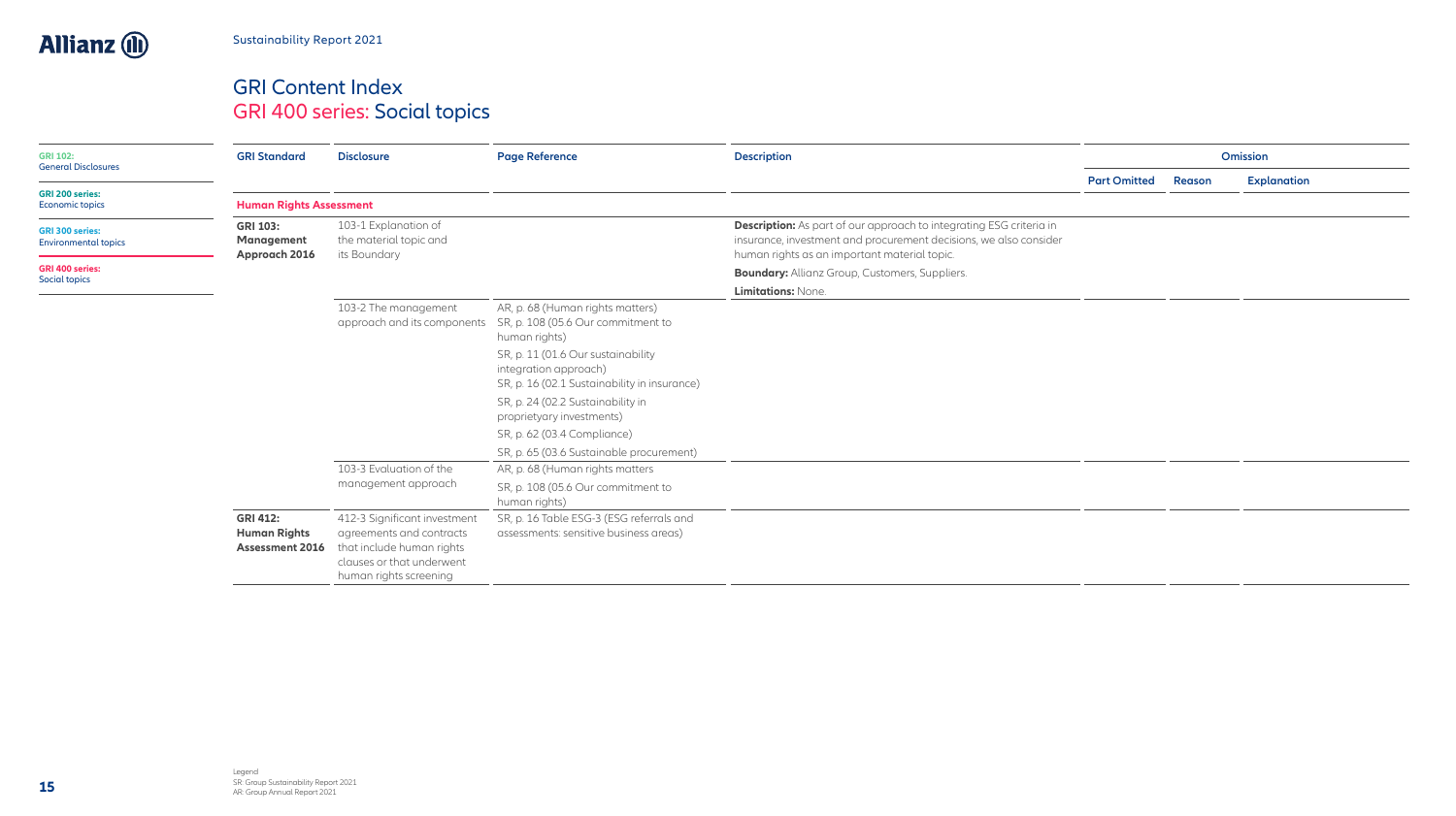# GRI Content Index

## GRI 400 series: Social topics

| GRI Standard | Disclosure | Page Reference | Description | Omission | | |
|---|---|---|---|---|---|---|
| | | | | Part Omitted | Reason | Explanation |
| **Human Rights Assessment** | | | | | | |
| **GRI 103: Management Approach 2016** | 103-1 Explanation of the material topic and its Boundary | | **Description:** As part of our approach to integrating ESG criteria in insurance, investment and procurement decisions, we also consider human rights as an important material topic. **Boundary:** Allianz Group, Customers, Suppliers. **Limitations:** None. | | | |
| | 103-2 The management approach and its components | AR, p. 68 (Human rights matters) SR, p. 108 (05.6 Our commitment to human rights) SR, p. 11 (01.6 Our sustainability integration approach) SR, p. 16 (02.1 Sustainability in insurance) SR, p. 24 (02.2 Sustainability in proprietyary investments) SR, p. 62 (03.4 Compliance) SR, p. 65 (03.6 Sustainable procurement) | | | | |
| | 103-3 Evaluation of the management approach | AR, p. 68 (Human rights matters SR, p. 108 (05.6 Our commitment to human rights) | | | | |
| **GRI 412: Human Rights Assessment 2016** | 412-3 Significant investment agreements and contracts that include human rights clauses or that underwent human rights screening | SR, p. 16 Table ESG-3 (ESG referrals and assessments: sensitive business areas) | | | | |

Legend
SR: Group Sustainability Report 2021
AR: Group Annual Report 2021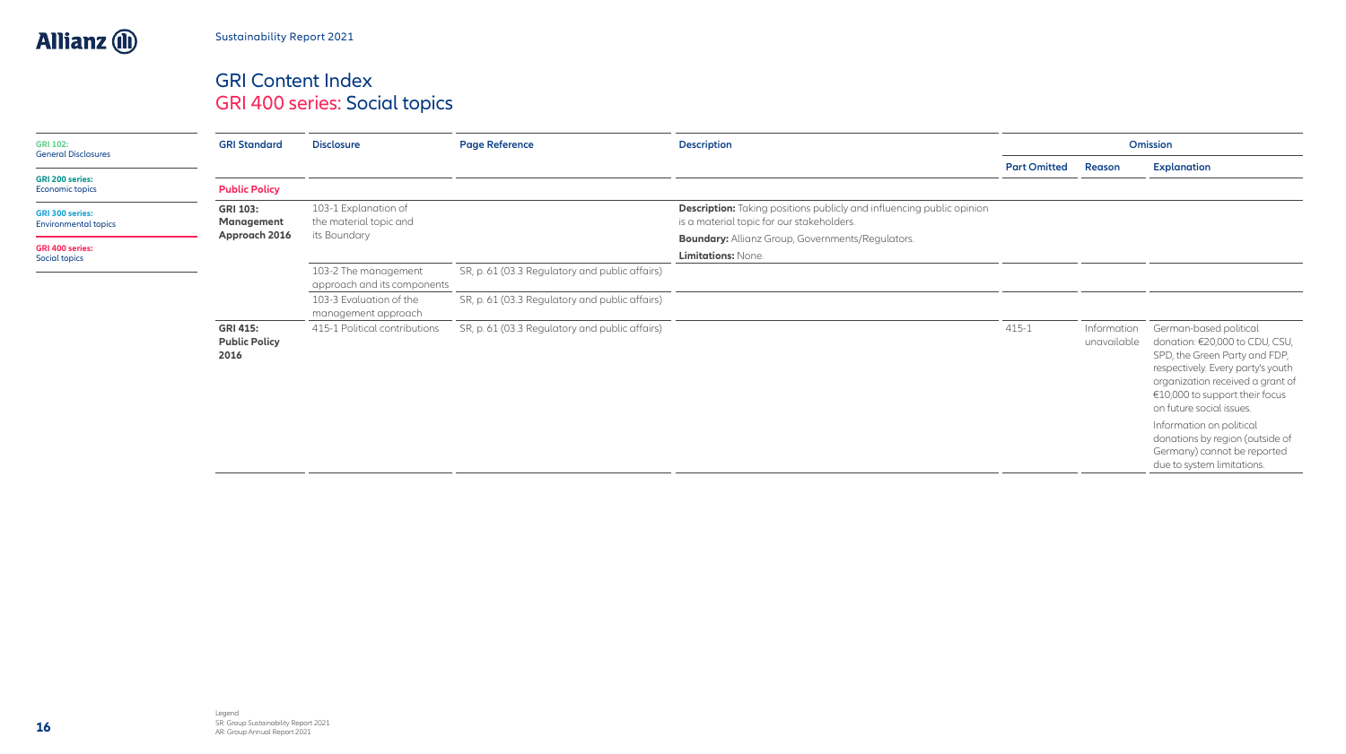# GRI Content Index
## GRI 400 series: Social topics

GRI 102: General Disclosures

GRI 200 series: Economic topics

GRI 300 series: Environmental topics

GRI 400 series: Social topics

| GRI Standard | Disclosure | Page Reference | Description | Omission | | |
|---|---|---|---|---|---|---|
| | | | | Part Omitted | Reason | Explanation |
| **Public Policy** | | | | | | |
| **GRI 103: Management Approach 2016** | 103-1 Explanation of the material topic and its Boundary | | **Description:** Taking positions publicly and influencing public opinion is a material topic for our stakeholders. **Boundary:** Allianz Group, Governments/Regulators. **Limitations:** None. | | | |
| | 103-2 The management approach and its components | SR, p. 61 (03.3 Regulatory and public affairs) | | | | |
| | 103-3 Evaluation of the management approach | SR, p. 61 (03.3 Regulatory and public affairs) | | | | |
| **GRI 415: Public Policy 2016** | 415-1 Political contributions | SR, p. 61 (03.3 Regulatory and public affairs) | | 415-1 | Information unavailable | German-based political donation: €20,000 to CDU, CSU, SPD, the Green Party and FDP, respectively. Every party's youth organization received a grant of €10,000 to support their focus on future social issues. Information on political donations by region (outside of Germany) cannot be reported due to system limitations. |

Legend
SR: Group Sustainability Report 2021
AR: Group Annual Report 2021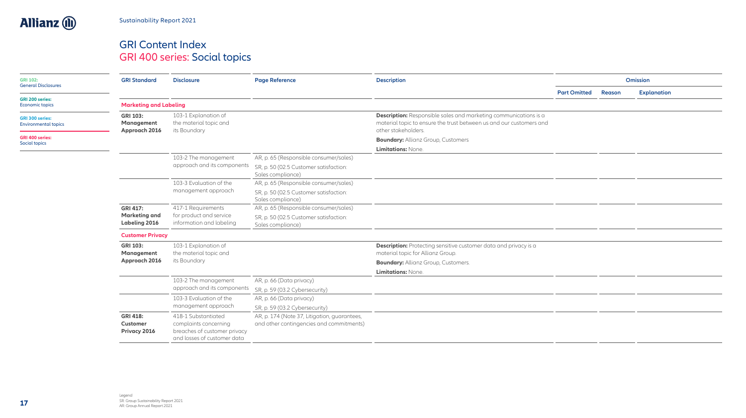# GRI Content Index

## GRI 400 series: Social topics

| GRI Standard | Disclosure | Page Reference | Description | Omission | | |
|---|---|---|---|---|---|---|
| | | | | Part Omitted | Reason | Explanation |
| **Marketing and Labeling** | | | | | | |
| **GRI 103: Management Approach 2016** | 103-1 Explanation of the material topic and its Boundary | | **Description:** Responsible sales and marketing communications is a material topic to ensure the trust between us and our customers and other stakeholders. **Boundary:** Allianz Group, Customers **Limitations:** None. | | | |
| | 103-2 The management approach and its components | AR, p. 65 (Responsible consumer/sales) SR, p. 50 (02.5 Customer satisfaction: Sales compliance) | | | | |
| | 103-3 Evaluation of the management approach | AR, p. 65 (Responsible consumer/sales) SR, p. 50 (02.5 Customer satisfaction: Sales compliance) | | | | |
| **GRI 417: Marketing and Labeling 2016** | 417-1 Requirements for product and service information and labeling | AR, p. 65 (Responsible consumer/sales) SR, p. 50 (02.5 Customer satisfaction: Sales compliance) | | | | |
| **Customer Privacy** | | | | | | |
| **GRI 103: Management Approach 2016** | 103-1 Explanation of the material topic and its Boundary | | **Description:** Protecting sensitive customer data and privacy is a material topic for Allianz Group. **Boundary:** Allianz Group, Customers. **Limitations:** None. | | | |
| | 103-2 The management approach and its components | AR, p. 66 (Data privacy) SR, p. 59 (03.2 Cybersecurity) | | | | |
| | 103-3 Evaluation of the management approach | AR, p. 66 (Data privacy) SR, p. 59 (03.2 Cybersecurity) | | | | |
| **GRI 418: Customer Privacy 2016** | 418-1 Substantiated complaints concerning breaches of customer privacy and losses of customer data | AR, p. 174 (Note 37, Litigation, guarantees, and other contingencies and commitments) | | | | |

Legend
SR: Group Sustainability Report 2021
AR: Group Annual Report 2021